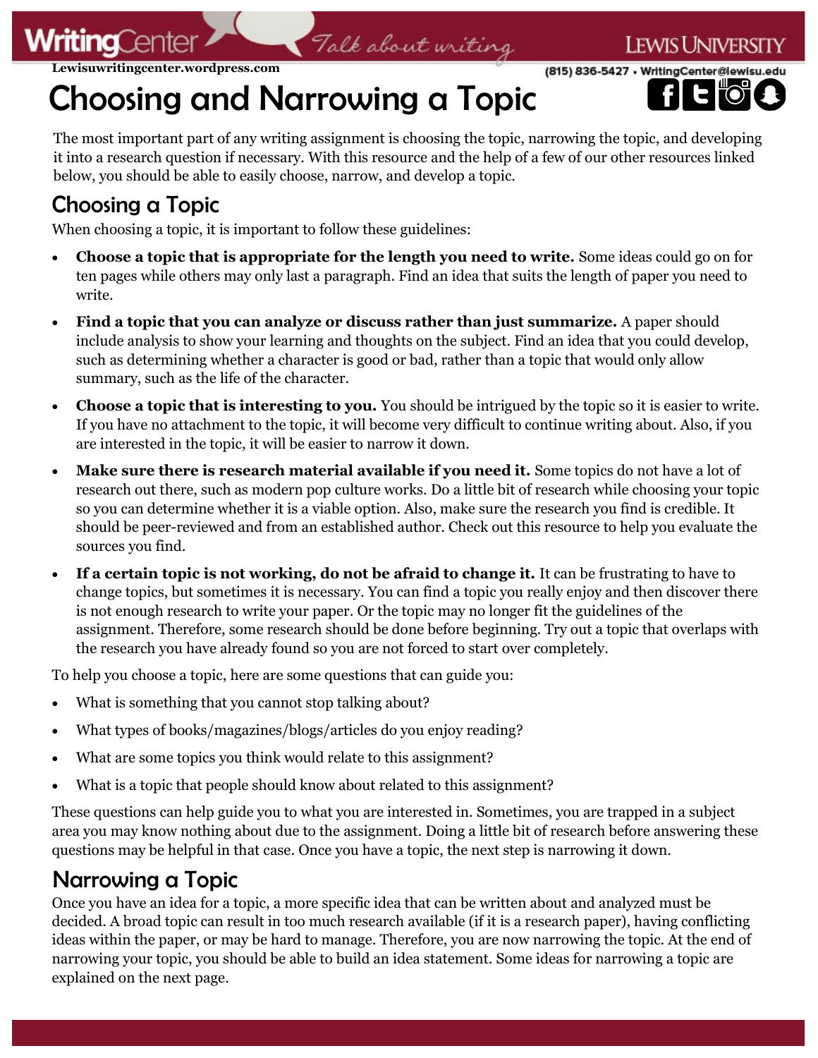# Choosing and Narrowing a Topic

The most important part of any writing assignment is choosing the topic, narrowing the topic, and developing it into a research question if necessary. With this resource and the help of a few of our other resources linked below, you should be able to easily choose, narrow, and develop a topic.

## Choosing a Topic

When choosing a topic, it is important to follow these guidelines:

- **Choose a topic that is appropriate for the length you need to write.** Some ideas could go on for ten pages while others may only last a paragraph. Find an idea that suits the length of paper you need to write.
- **Find a topic that you can analyze or discuss rather than just summarize.** A paper should include analysis to show your learning and thoughts on the subject. Find an idea that you could develop, such as determining whether a character is good or bad, rather than a topic that would only allow summary, such as the life of the character.
- **Choose a topic that is interesting to you.** You should be intrigued by the topic so it is easier to write. If you have no attachment to the topic, it will become very difficult to continue writing about. Also, if you are interested in the topic, it will be easier to narrow it down.
- **Make sure there is research material available if you need it.** Some topics do not have a lot of research out there, such as modern pop culture works. Do a little bit of research while choosing your topic so you can determine whether it is a viable option. Also, make sure the research you find is credible. It should be peer-reviewed and from an established author. Check out this resource to help you evaluate the sources you find.
- **If a certain topic is not working, do not be afraid to change it.** It can be frustrating to have to change topics, but sometimes it is necessary. You can find a topic you really enjoy and then discover there is not enough research to write your paper. Or the topic may no longer fit the guidelines of the assignment. Therefore, some research should be done before beginning. Try out a topic that overlaps with the research you have already found so you are not forced to start over completely.

To help you choose a topic, here are some questions that can guide you:

- What is something that you cannot stop talking about?
- What types of books/magazines/blogs/articles do you enjoy reading?
- What are some topics you think would relate to this assignment?
- What is a topic that people should know about related to this assignment?

These questions can help guide you to what you are interested in. Sometimes, you are trapped in a subject area you may know nothing about due to the assignment. Doing a little bit of research before answering these questions may be helpful in that case. Once you have a topic, the next step is narrowing it down.

## Narrowing a Topic

Once you have an idea for a topic, a more specific idea that can be written about and analyzed must be decided. A broad topic can result in too much research available (if it is a research paper), having conflicting ideas within the paper, or may be hard to manage. Therefore, you are now narrowing the topic. At the end of narrowing your topic, you should be able to build an idea statement. Some ideas for narrowing a topic are explained on the next page.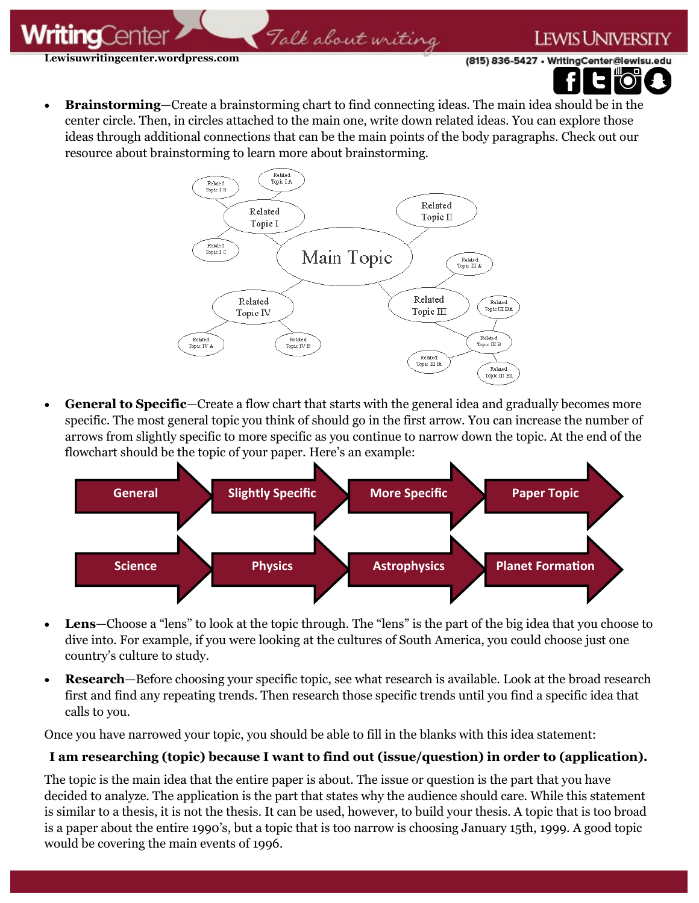- **Brainstorming**—Create a brainstorming chart to find connecting ideas. The main idea should be in the center circle. Then, in circles attached to the main one, write down related ideas. You can explore those ideas through additional connections that can be the main points of the body paragraphs. Check out our resource about brainstorming to learn more about brainstorming.

Main Topic
Related Topic I
Related Topic I A
Related Topic I B
Related Topic I C
Related Topic II
Related Topic III
Related Topic III A
Related Topic III B
Related Topic III Bi
Related Topic III Bii
Related Topic III Biii
Related Topic IV
Related Topic IV A
Related Topic IV B

- **General to Specific**—Create a flow chart that starts with the general idea and gradually becomes more specific. The most general topic you think of should go in the first arrow. You can increase the number of arrows from slightly specific to more specific as you continue to narrow down the topic. At the end of the flowchart should be the topic of your paper. Here's an example:

General → Slightly Specific → More Specific → Paper Topic

Science → Physics → Astrophysics → Planet Formation

- **Lens**—Choose a "lens" to look at the topic through. The "lens" is the part of the big idea that you choose to dive into. For example, if you were looking at the cultures of South America, you could choose just one country's culture to study.
- **Research**—Before choosing your specific topic, see what research is available. Look at the broad research first and find any repeating trends. Then research those specific trends until you find a specific idea that calls to you.

Once you have narrowed your topic, you should be able to fill in the blanks with this idea statement:

**I am researching (topic) because I want to find out (issue/question) in order to (application).**

The topic is the main idea that the entire paper is about. The issue or question is the part that you have decided to analyze. The application is the part that states why the audience should care. While this statement is similar to a thesis, it is not the thesis. It can be used, however, to build your thesis. A topic that is too broad is a paper about the entire 1990's, but a topic that is too narrow is choosing January 15th, 1999. A good topic would be covering the main events of 1996.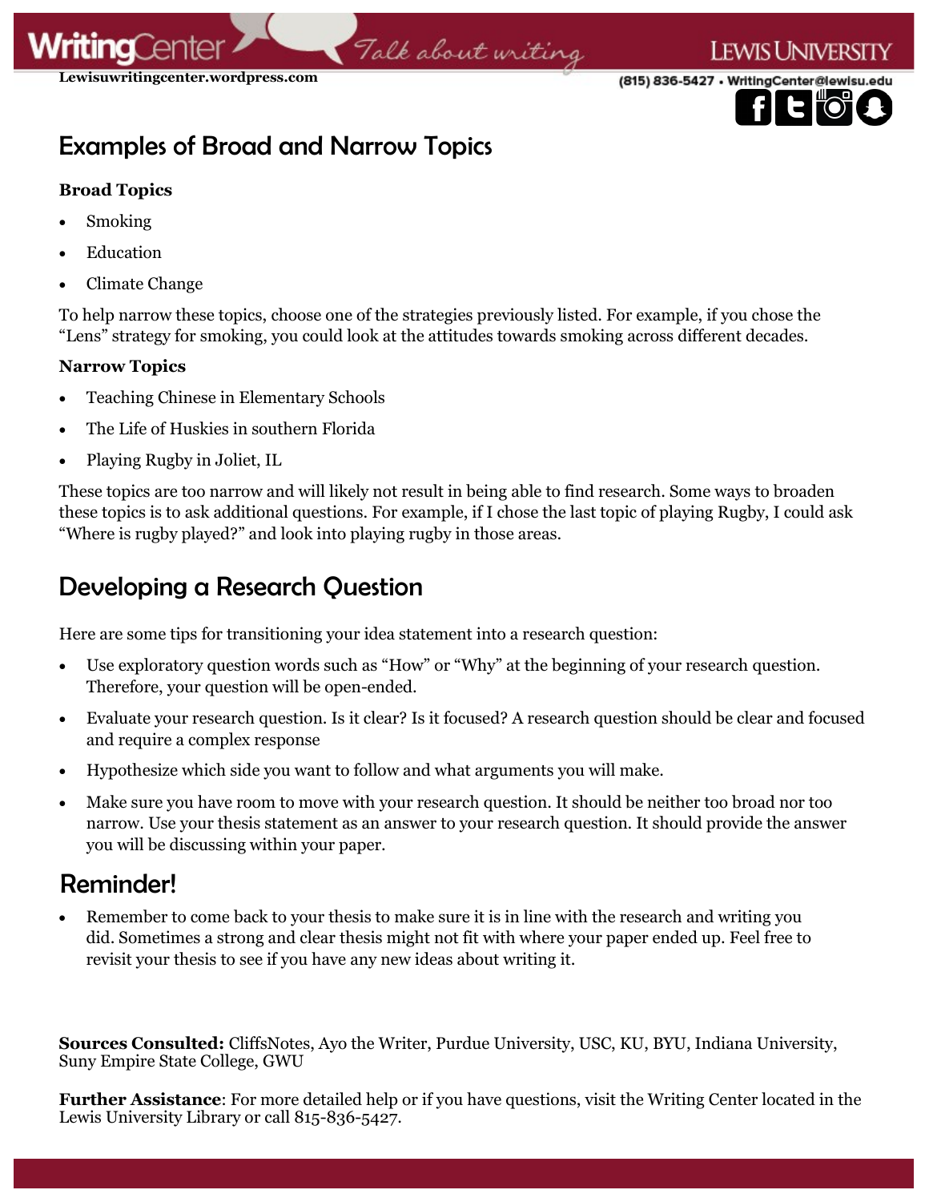## Examples of Broad and Narrow Topics

**Broad Topics**

- Smoking
- Education
- Climate Change

To help narrow these topics, choose one of the strategies previously listed. For example, if you chose the "Lens" strategy for smoking, you could look at the attitudes towards smoking across different decades.

**Narrow Topics**

- Teaching Chinese in Elementary Schools
- The Life of Huskies in southern Florida
- Playing Rugby in Joliet, IL

These topics are too narrow and will likely not result in being able to find research. Some ways to broaden these topics is to ask additional questions. For example, if I chose the last topic of playing Rugby, I could ask "Where is rugby played?" and look into playing rugby in those areas.

## Developing a Research Question

Here are some tips for transitioning your idea statement into a research question:

- Use exploratory question words such as "How" or "Why" at the beginning of your research question. Therefore, your question will be open-ended.
- Evaluate your research question. Is it clear? Is it focused? A research question should be clear and focused and require a complex response
- Hypothesize which side you want to follow and what arguments you will make.
- Make sure you have room to move with your research question. It should be neither too broad nor too narrow. Use your thesis statement as an answer to your research question. It should provide the answer you will be discussing within your paper.

## Reminder!

- Remember to come back to your thesis to make sure it is in line with the research and writing you did. Sometimes a strong and clear thesis might not fit with where your paper ended up. Feel free to revisit your thesis to see if you have any new ideas about writing it.

**Sources Consulted:** CliffsNotes, Ayo the Writer, Purdue University, USC, KU, BYU, Indiana University, Suny Empire State College, GWU

**Further Assistance**: For more detailed help or if you have questions, visit the Writing Center located in the Lewis University Library or call 815-836-5427.